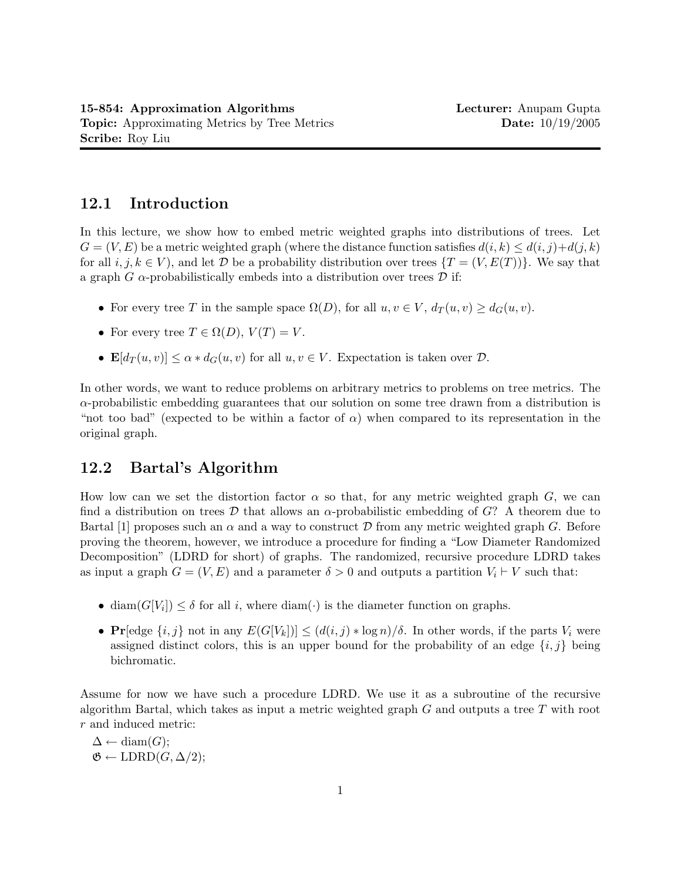**15-854: Approximation Algorithms** **Lecturer:** Anupam Gupta
**Topic:** Approximating Metrics by Tree Metrics **Date:** 10/19/2005
**Scribe:** Roy Liu

## 12.1 Introduction

In this lecture, we show how to embed metric weighted graphs into distributions of trees. Let $G = (V, E)$ be a metric weighted graph (where the distance function satisfies $d(i, k) \leq d(i, j) + d(j, k)$ for all $i, j, k \in V$), and let $\mathcal{D}$ be a probability distribution over trees $\{T = (V, E(T))\}$. We say that a graph $G$ $\alpha$-probabilistically embeds into a distribution over trees $\mathcal{D}$ if:

- For every tree $T$ in the sample space $\Omega(D)$, for all $u, v \in V$, $d_T(u, v) \geq d_G(u, v)$.
- For every tree $T \in \Omega(D)$, $V(T) = V$.
- $\mathbf{E}[d_T(u, v)] \leq \alpha * d_G(u, v)$ for all $u, v \in V$. Expectation is taken over $\mathcal{D}$.

In other words, we want to reduce problems on arbitrary metrics to problems on tree metrics. The $\alpha$-probabilistic embedding guarantees that our solution on some tree drawn from a distribution is "not too bad" (expected to be within a factor of $\alpha$) when compared to its representation in the original graph.

## 12.2 Bartal's Algorithm

How low can we set the distortion factor $\alpha$ so that, for any metric weighted graph $G$, we can find a distribution on trees $\mathcal{D}$ that allows an $\alpha$-probabilistic embedding of $G$? A theorem due to Bartal [1] proposes such an $\alpha$ and a way to construct $\mathcal{D}$ from any metric weighted graph $G$. Before proving the theorem, however, we introduce a procedure for finding a "Low Diameter Randomized Decomposition" (LDRD for short) of graphs. The randomized, recursive procedure LDRD takes as input a graph $G = (V, E)$ and a parameter $\delta > 0$ and outputs a partition $V_i \vdash V$ such that:

- $\text{diam}(G[V_i]) \leq \delta$ for all $i$, where $\text{diam}(\cdot)$ is the diameter function on graphs.
- $\mathbf{Pr}[\text{edge } \{i, j\} \text{ not in any } E(G[V_k])] \leq (d(i, j) * \log n)/\delta$. In other words, if the parts $V_i$ were assigned distinct colors, this is an upper bound for the probability of an edge $\{i, j\}$ being bichromatic.

Assume for now we have such a procedure LDRD. We use it as a subroutine of the recursive algorithm Bartal, which takes as input a metric weighted graph $G$ and outputs a tree $T$ with root $r$ and induced metric:

$\Delta \leftarrow \text{diam}(G)$;
$\mathfrak{G} \leftarrow \text{LDRD}(G, \Delta/2)$;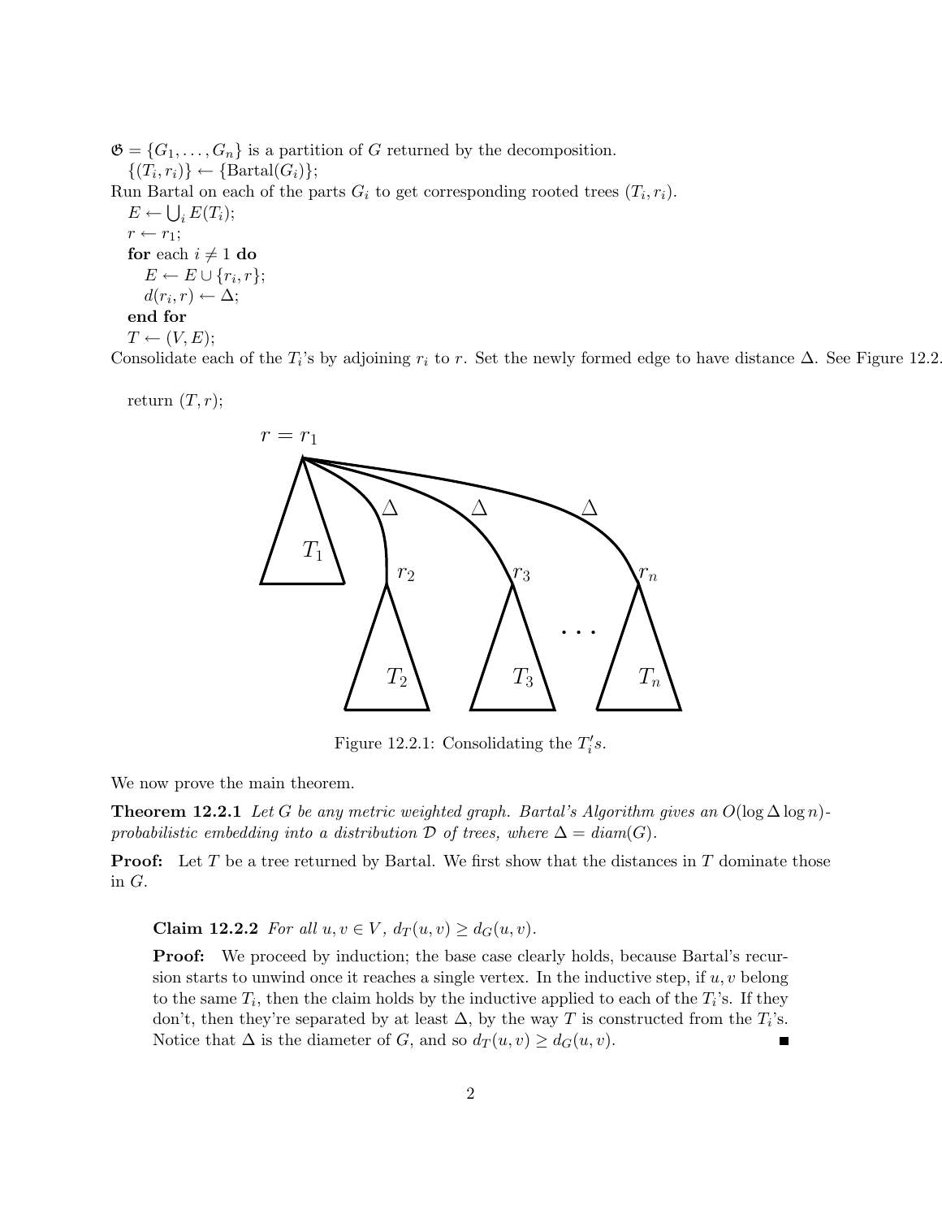$\mathfrak{G} = \{G_1, \ldots, G_n\}$ is a partition of $G$ returned by the decomposition.

$\{(T_i, r_i)\} \leftarrow \{\text{Bartal}(G_i)\}$;

Run Bartal on each of the parts $G_i$ to get corresponding rooted trees $(T_i, r_i)$.

$E \leftarrow \bigcup_i E(T_i)$;

$r \leftarrow r_1$;

**for** each $i \neq 1$ **do**

$E \leftarrow E \cup \{r_i, r\}$;

$d(r_i, r) \leftarrow \Delta$;

**end for**

$T \leftarrow (V, E)$;

Consolidate each of the $T_i$'s by adjoining $r_i$ to $r$. Set the newly formed edge to have distance $\Delta$. See Figure 12.2.

return $(T, r)$;

Figure 12.2.1: Consolidating the $T_i's$.

We now prove the main theorem.

**Theorem 12.2.1** *Let $G$ be any metric weighted graph. Bartal's Algorithm gives an $O(\log \Delta \log n)$-probabilistic embedding into a distribution $\mathcal{D}$ of trees, where $\Delta = diam(G)$.*

**Proof:** Let $T$ be a tree returned by Bartal. We first show that the distances in $T$ dominate those in $G$.

**Claim 12.2.2** *For all $u, v \in V$, $d_T(u, v) \geq d_G(u, v)$.*

**Proof:** We proceed by induction; the base case clearly holds, because Bartal's recursion starts to unwind once it reaches a single vertex. In the inductive step, if $u, v$ belong to the same $T_i$, then the claim holds by the inductive applied to each of the $T_i$'s. If they don't, then they're separated by at least $\Delta$, by the way $T$ is constructed from the $T_i$'s. Notice that $\Delta$ is the diameter of $G$, and so $d_T(u, v) \geq d_G(u, v)$. ■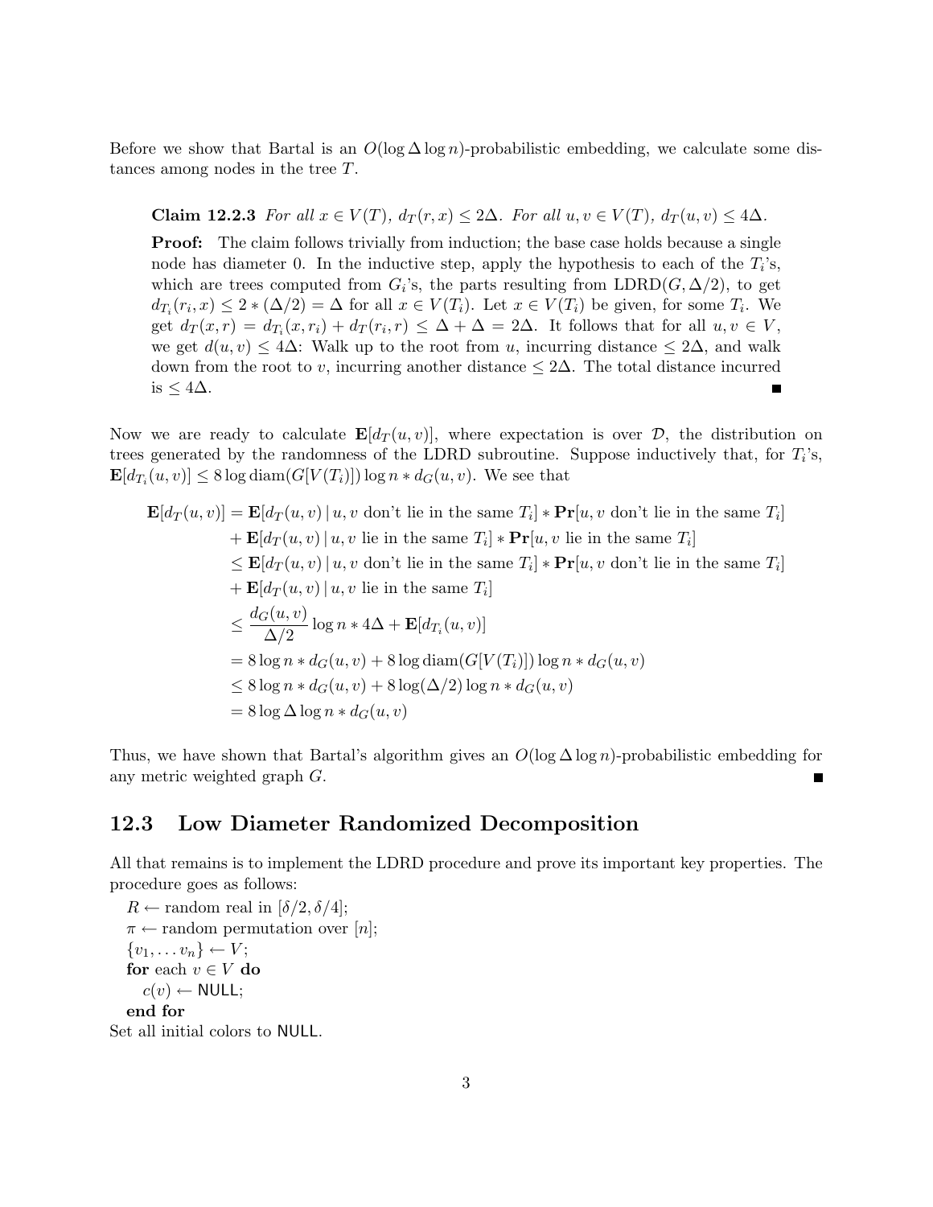Before we show that Bartal is an $O(\log \Delta \log n)$-probabilistic embedding, we calculate some distances among nodes in the tree $T$.

**Claim 12.2.3** *For all $x \in V(T)$, $d_T(r,x) \leq 2\Delta$. For all $u, v \in V(T)$, $d_T(u,v) \leq 4\Delta$.*

**Proof:** The claim follows trivially from induction; the base case holds because a single node has diameter 0. In the inductive step, apply the hypothesis to each of the $T_i$'s, which are trees computed from $G_i$'s, the parts resulting from LDRD$(G, \Delta/2)$, to get $d_{T_i}(r_i, x) \leq 2 * (\Delta/2) = \Delta$ for all $x \in V(T_i)$. Let $x \in V(T_i)$ be given, for some $T_i$. We get $d_T(x, r) = d_{T_i}(x, r_i) + d_T(r_i, r) \leq \Delta + \Delta = 2\Delta$. It follows that for all $u, v \in V$, we get $d(u,v) \leq 4\Delta$: Walk up to the root from $u$, incurring distance $\leq 2\Delta$, and walk down from the root to $v$, incurring another distance $\leq 2\Delta$. The total distance incurred is $\leq 4\Delta$. ∎

Now we are ready to calculate $\mathbf{E}[d_T(u,v)]$, where expectation is over $\mathcal{D}$, the distribution on trees generated by the randomness of the LDRD subroutine. Suppose inductively that, for $T_i$'s, $\mathbf{E}[d_{T_i}(u,v)] \leq 8 \log \mathrm{diam}(G[V(T_i)]) \log n * d_G(u,v)$. We see that

$$
\begin{aligned}
\mathbf{E}[d_T(u,v)] &= \mathbf{E}[d_T(u,v) \,|\, u, v \text{ don't lie in the same } T_i] * \mathbf{Pr}[u, v \text{ don't lie in the same } T_i] \\
&\quad + \mathbf{E}[d_T(u,v) \,|\, u, v \text{ lie in the same } T_i] * \mathbf{Pr}[u, v \text{ lie in the same } T_i] \\
&\leq \mathbf{E}[d_T(u,v) \,|\, u, v \text{ don't lie in the same } T_i] * \mathbf{Pr}[u, v \text{ don't lie in the same } T_i] \\
&\quad + \mathbf{E}[d_T(u,v) \,|\, u, v \text{ lie in the same } T_i] \\
&\leq \frac{d_G(u,v)}{\Delta/2} \log n * 4\Delta + \mathbf{E}[d_{T_i}(u,v)] \\
&= 8 \log n * d_G(u,v) + 8 \log \mathrm{diam}(G[V(T_i)]) \log n * d_G(u,v) \\
&\leq 8 \log n * d_G(u,v) + 8 \log(\Delta/2) \log n * d_G(u,v) \\
&= 8 \log \Delta \log n * d_G(u,v)
\end{aligned}
$$

Thus, we have shown that Bartal's algorithm gives an $O(\log \Delta \log n)$-probabilistic embedding for any metric weighted graph $G$. ∎

## 12.3 Low Diameter Randomized Decomposition

All that remains is to implement the LDRD procedure and prove its important key properties. The procedure goes as follows:

$R \leftarrow$ random real in $[\delta/2, \delta/4]$;
$\pi \leftarrow$ random permutation over $[n]$;
$\{v_1, \ldots v_n\} \leftarrow V$;
**for** each $v \in V$ **do**
  $c(v) \leftarrow$ NULL;
**end for**
Set all initial colors to NULL.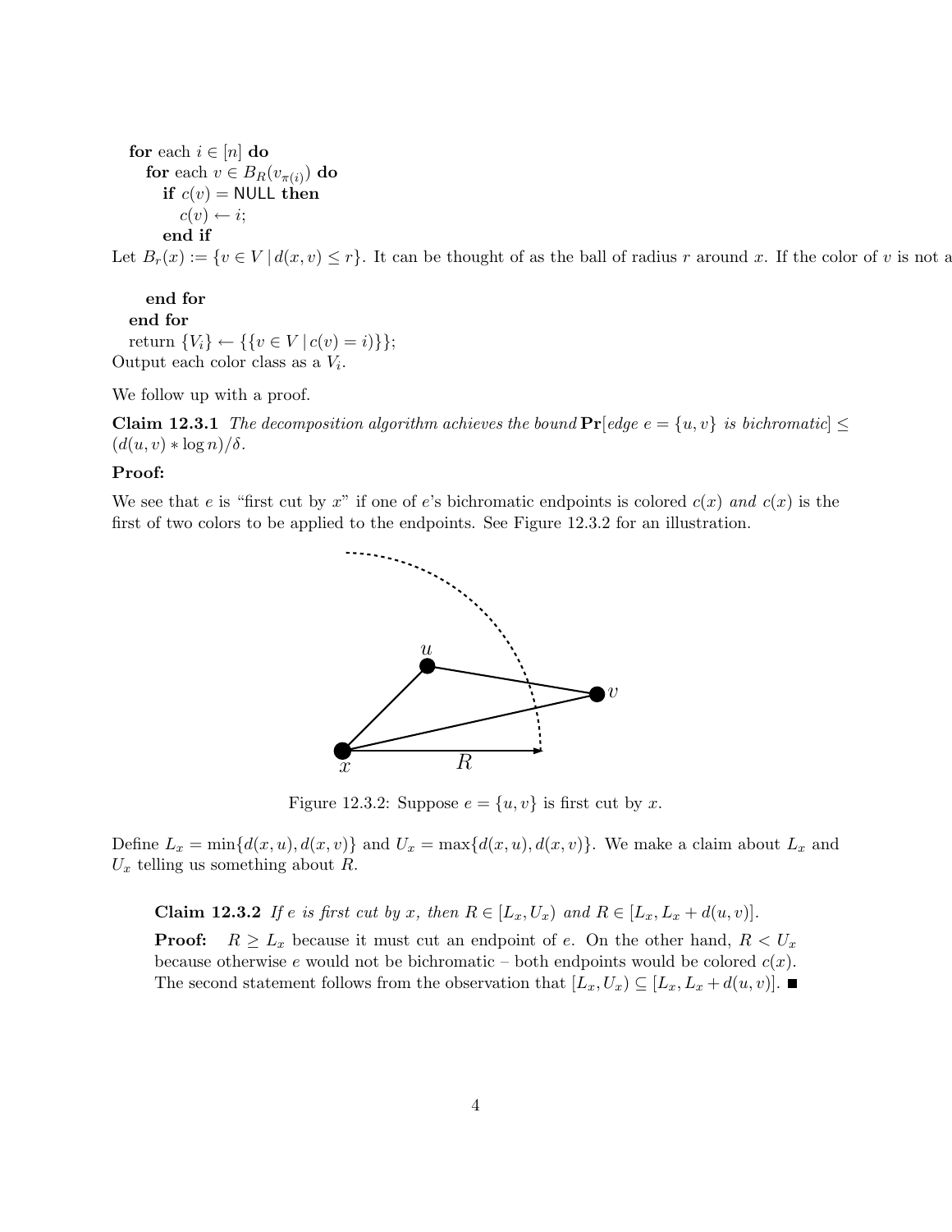```
for each i ∈ [n] do
    for each v ∈ B_R(v_π(i)) do
        if c(v) = NULL then
            c(v) ← i;
        end if
```

Let $B_r(x) := \{v \in V \mid d(x, v) \le r\}$. It can be thought of as the ball of radius $r$ around $x$. If the color of $v$ is not a

```
    end for
end for
return {V_i} ← {{v ∈ V | c(v) = i)}};
```

Output each color class as a $V_i$.

We follow up with a proof.

**Claim 12.3.1** *The decomposition algorithm achieves the bound* $\mathbf{Pr}[\textit{edge } e = \{u, v\} \textit{ is bichromatic}] \le (d(u, v) * \log n)/\delta$.

**Proof:**

We see that $e$ is "first cut by $x$" if one of $e$'s bichromatic endpoints is colored $c(x)$ *and* $c(x)$ is the first of two colors to be applied to the endpoints. See Figure 12.3.2 for an illustration.

Figure 12.3.2: Suppose $e = \{u, v\}$ is first cut by $x$.

Define $L_x = \min\{d(x, u), d(x, v)\}$ and $U_x = \max\{d(x, u), d(x, v)\}$. We make a claim about $L_x$ and $U_x$ telling us something about $R$.

> **Claim 12.3.2** *If $e$ is first cut by $x$, then $R \in [L_x, U_x)$ and $R \in [L_x, L_x + d(u, v)]$.*
>
> **Proof:** $R \ge L_x$ because it must cut an endpoint of $e$. On the other hand, $R < U_x$ because otherwise $e$ would not be bichromatic – both endpoints would be colored $c(x)$. The second statement follows from the observation that $[L_x, U_x) \subseteq [L_x, L_x + d(u, v)]$. ■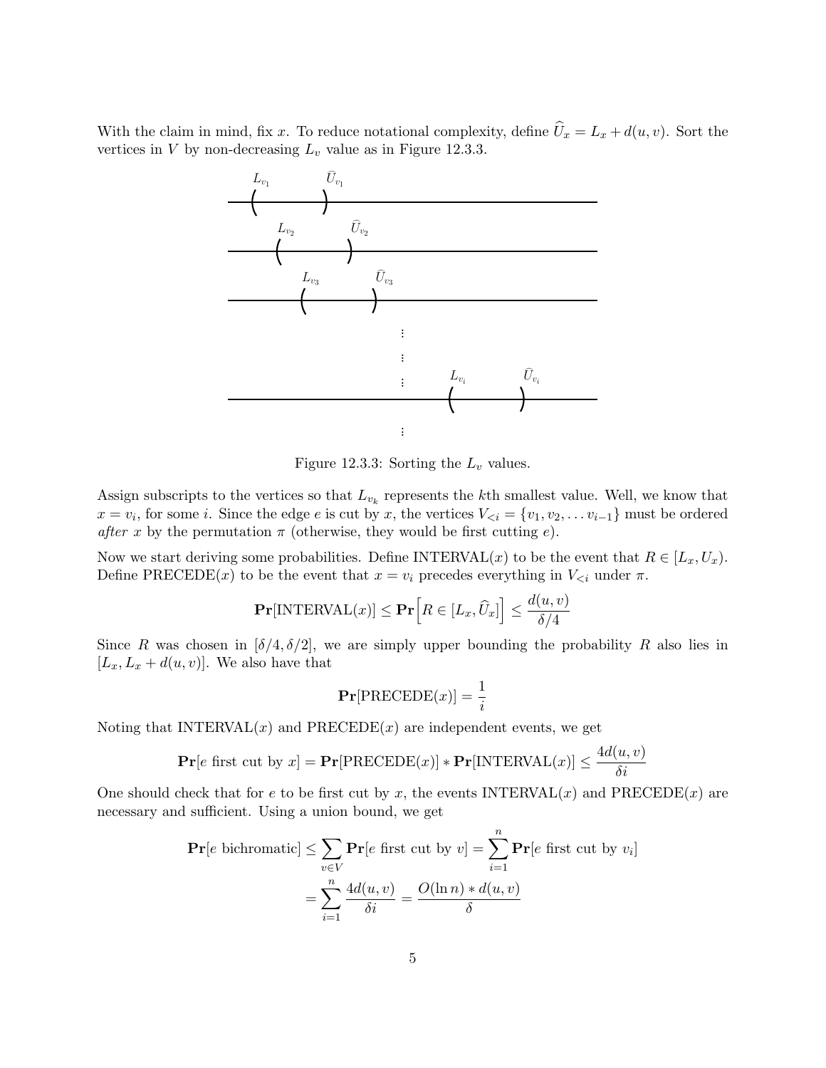With the claim in mind, fix $x$. To reduce notational complexity, define $\widehat{U}_x = L_x + d(u, v)$. Sort the vertices in $V$ by non-decreasing $L_v$ value as in Figure 12.3.3.

Figure 12.3.3: Sorting the $L_v$ values.

Assign subscripts to the vertices so that $L_{v_k}$ represents the $k$th smallest value. Well, we know that $x = v_i$, for some $i$. Since the edge $e$ is cut by $x$, the vertices $V_{<i} = \{v_1, v_2, \ldots v_{i-1}\}$ must be ordered *after* $x$ by the permutation $\pi$ (otherwise, they would be first cutting $e$).

Now we start deriving some probabilities. Define INTERVAL($x$) to be the event that $R \in [L_x, U_x)$. Define PRECEDE($x$) to be the event that $x = v_i$ precedes everything in $V_{<i}$ under $\pi$.

$$\mathbf{Pr}[\text{INTERVAL}(x)] \leq \mathbf{Pr}\Big[R \in [L_x, \widehat{U}_x]\Big] \leq \frac{d(u,v)}{\delta/4}$$

Since $R$ was chosen in $[\delta/4, \delta/2]$, we are simply upper bounding the probability $R$ also lies in $[L_x, L_x + d(u, v)]$. We also have that

$$\mathbf{Pr}[\text{PRECEDE}(x)] = \frac{1}{i}$$

Noting that INTERVAL($x$) and PRECEDE($x$) are independent events, we get

$$\mathbf{Pr}[e \text{ first cut by } x] = \mathbf{Pr}[\text{PRECEDE}(x)] * \mathbf{Pr}[\text{INTERVAL}(x)] \leq \frac{4d(u,v)}{\delta i}$$

One should check that for $e$ to be first cut by $x$, the events INTERVAL($x$) and PRECEDE($x$) are necessary and sufficient. Using a union bound, we get

$$\mathbf{Pr}[e \text{ bichromatic}] \leq \sum_{v \in V} \mathbf{Pr}[e \text{ first cut by } v] = \sum_{i=1}^{n} \mathbf{Pr}[e \text{ first cut by } v_i]$$
$$= \sum_{i=1}^{n} \frac{4d(u,v)}{\delta i} = \frac{O(\ln n) * d(u,v)}{\delta}$$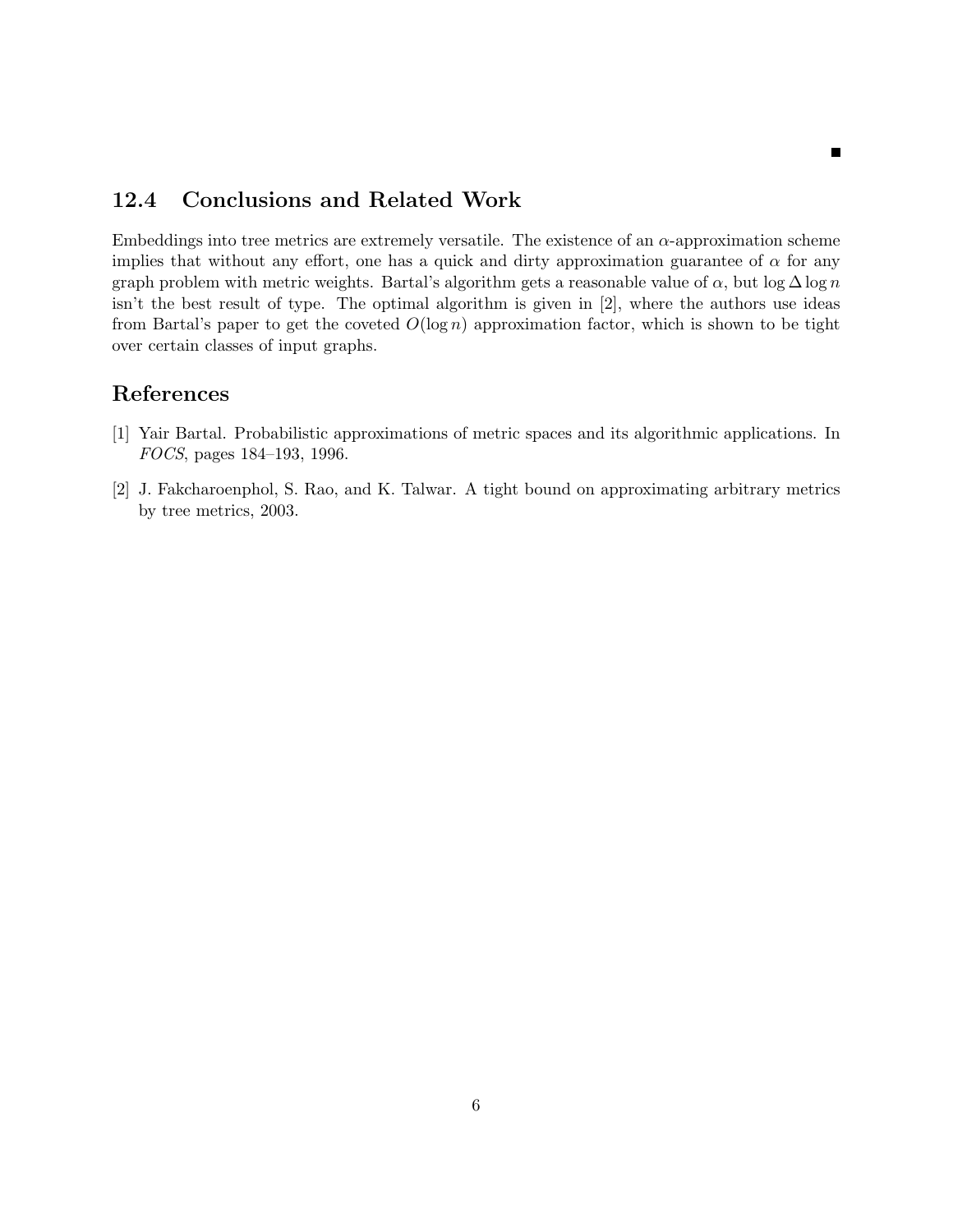■

## 12.4 Conclusions and Related Work

Embeddings into tree metrics are extremely versatile. The existence of an $\alpha$-approximation scheme implies that without any effort, one has a quick and dirty approximation guarantee of $\alpha$ for any graph problem with metric weights. Bartal's algorithm gets a reasonable value of $\alpha$, but $\log \Delta \log n$ isn't the best result of type. The optimal algorithm is given in [2], where the authors use ideas from Bartal's paper to get the coveted $O(\log n)$ approximation factor, which is shown to be tight over certain classes of input graphs.

## References

[1] Yair Bartal. Probabilistic approximations of metric spaces and its algorithmic applications. In *FOCS*, pages 184–193, 1996.

[2] J. Fakcharoenphol, S. Rao, and K. Talwar. A tight bound on approximating arbitrary metrics by tree metrics, 2003.